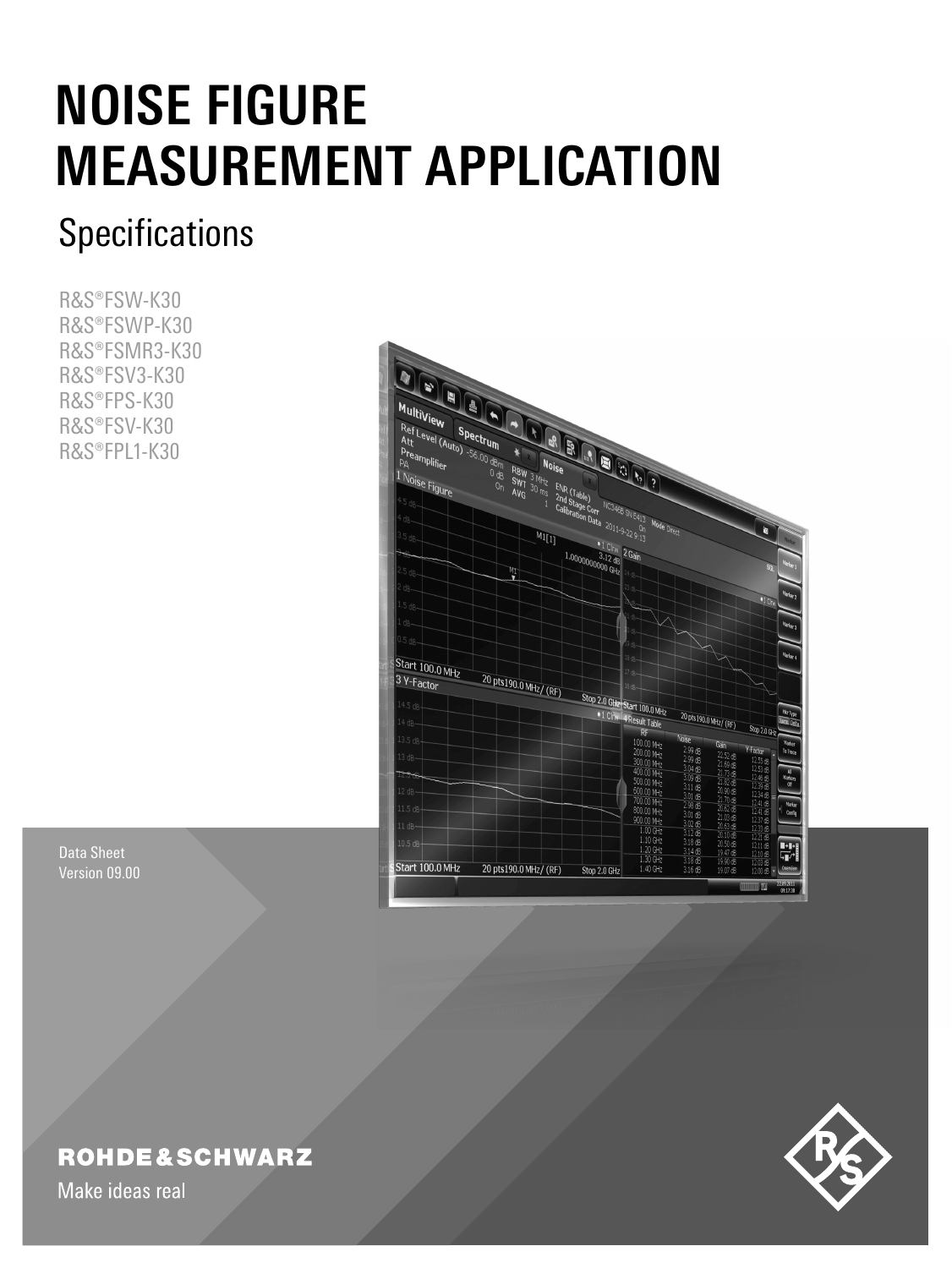# NOISE FIGURE MEASUREMENT APPLICATION

## Specifications

R&S®FSW-K30
R&S®FSWP-K30
R&S®FSMR3-K30
R&S®FSV3-K30
R&S®FPS-K30
R&S®FSV-K30
R&S®FPL1-K30

Data Sheet
Version 09.00

ROHDE&SCHWARZ

Make ideas real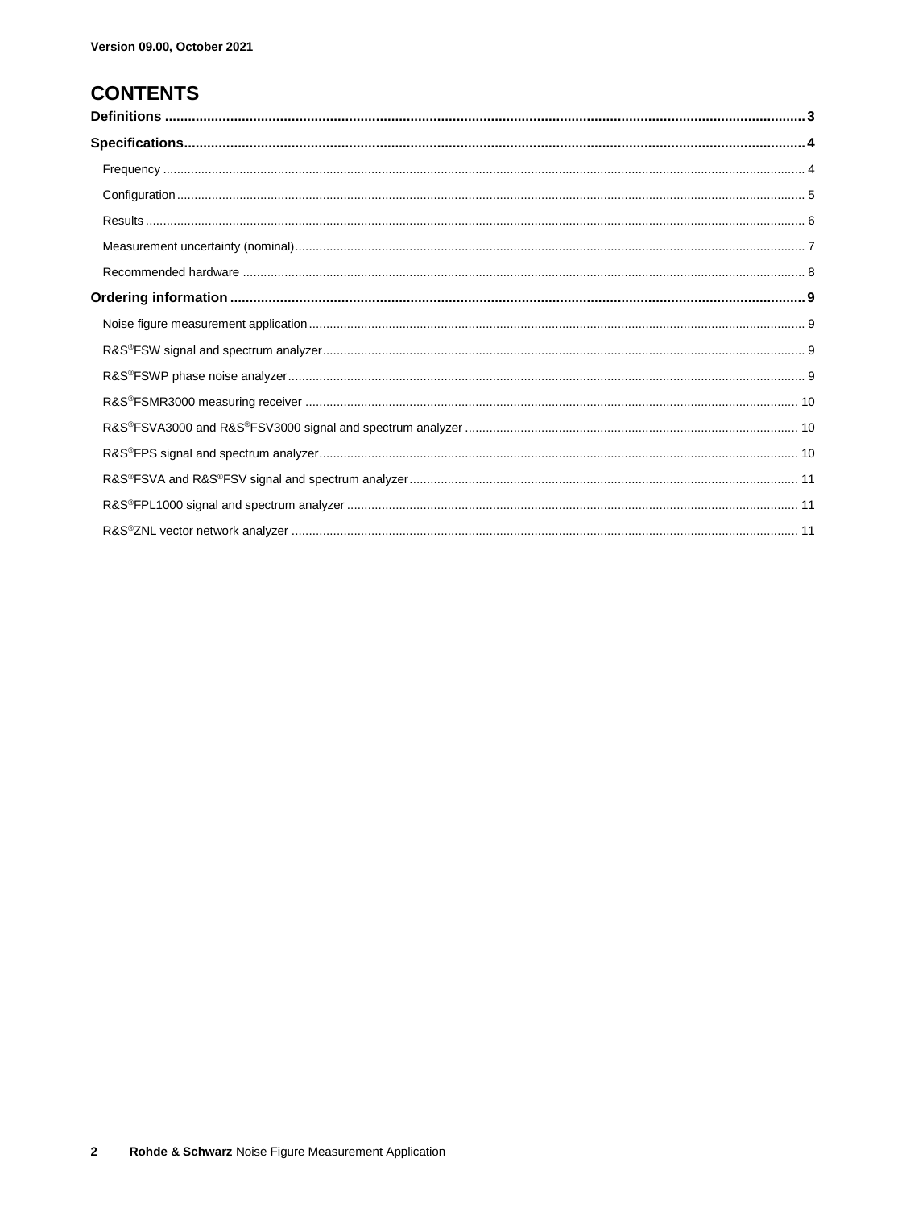Version 09.00, October 2021

# CONTENTS

**Definitions** .......... **3**

**Specifications** .......... **4**

- Frequency .......... 4
- Configuration .......... 5
- Results .......... 6
- Measurement uncertainty (nominal) .......... 7
- Recommended hardware .......... 8

**Ordering information** .......... **9**

- Noise figure measurement application .......... 9
- R&S®FSW signal and spectrum analyzer .......... 9
- R&S®FSWP phase noise analyzer .......... 9
- R&S®FSMR3000 measuring receiver .......... 10
- R&S®FSVA3000 and R&S®FSV3000 signal and spectrum analyzer .......... 10
- R&S®FPS signal and spectrum analyzer .......... 10
- R&S®FSVA and R&S®FSV signal and spectrum analyzer .......... 11
- R&S®FPL1000 signal and spectrum analyzer .......... 11
- R&S®ZNL vector network analyzer .......... 11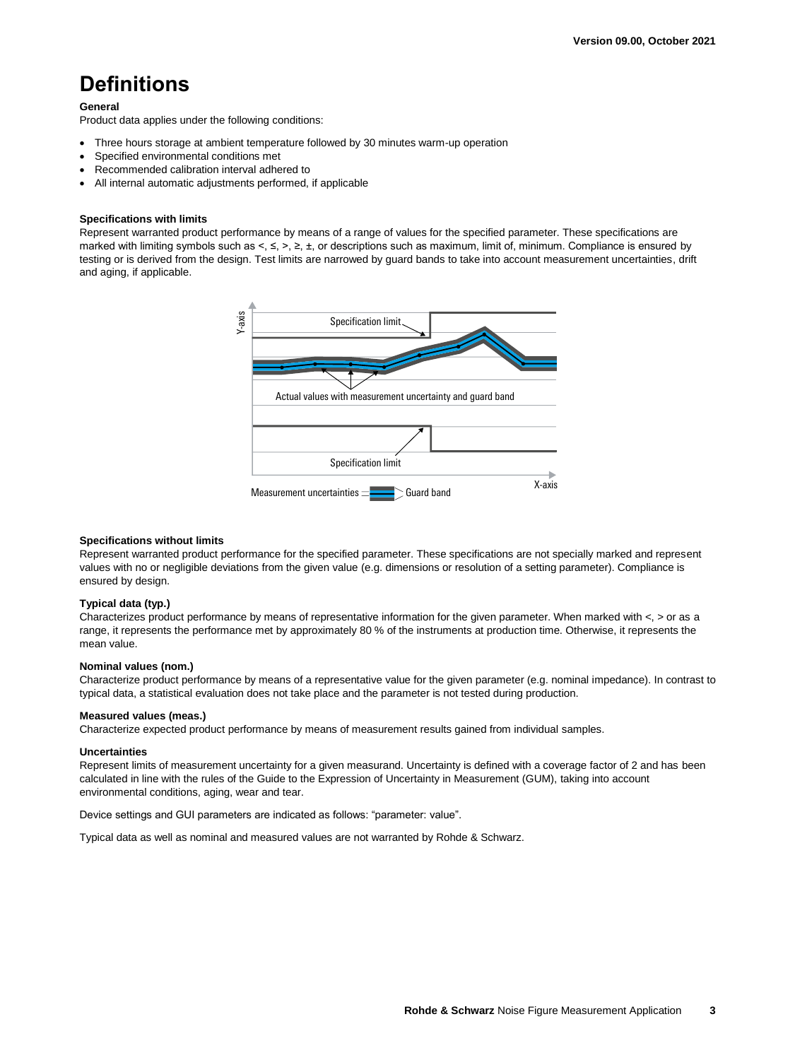# Definitions

**General**

Product data applies under the following conditions:

- Three hours storage at ambient temperature followed by 30 minutes warm-up operation
- Specified environmental conditions met
- Recommended calibration interval adhered to
- All internal automatic adjustments performed, if applicable

**Specifications with limits**

Represent warranted product performance by means of a range of values for the specified parameter. These specifications are marked with limiting symbols such as <, ≤, >, ≥, ±, or descriptions such as maximum, limit of, minimum. Compliance is ensured by testing or is derived from the design. Test limits are narrowed by guard bands to take into account measurement uncertainties, drift and aging, if applicable.

**Specifications without limits**

Represent warranted product performance for the specified parameter. These specifications are not specially marked and represent values with no or negligible deviations from the given value (e.g. dimensions or resolution of a setting parameter). Compliance is ensured by design.

**Typical data (typ.)**

Characterizes product performance by means of representative information for the given parameter. When marked with <, > or as a range, it represents the performance met by approximately 80 % of the instruments at production time. Otherwise, it represents the mean value.

**Nominal values (nom.)**

Characterize product performance by means of a representative value for the given parameter (e.g. nominal impedance). In contrast to typical data, a statistical evaluation does not take place and the parameter is not tested during production.

**Measured values (meas.)**

Characterize expected product performance by means of measurement results gained from individual samples.

**Uncertainties**

Represent limits of measurement uncertainty for a given measurand. Uncertainty is defined with a coverage factor of 2 and has been calculated in line with the rules of the Guide to the Expression of Uncertainty in Measurement (GUM), taking into account environmental conditions, aging, wear and tear.

Device settings and GUI parameters are indicated as follows: "parameter: value".

Typical data as well as nominal and measured values are not warranted by Rohde & Schwarz.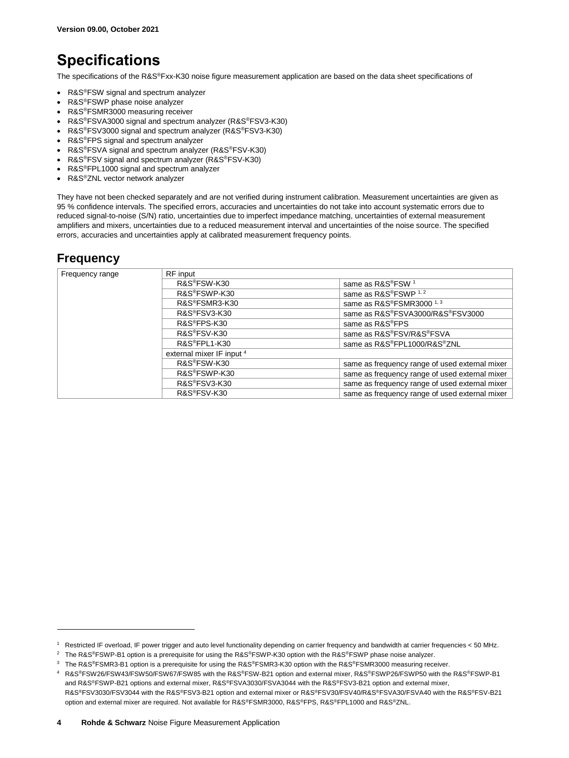Version 09.00, October 2021

# Specifications

The specifications of the R&S®Fxx-K30 noise figure measurement application are based on the data sheet specifications of

- R&S®FSW signal and spectrum analyzer
- R&S®FSWP phase noise analyzer
- R&S®FSMR3000 measuring receiver
- R&S®FSVA3000 signal and spectrum analyzer (R&S®FSV3-K30)
- R&S®FSV3000 signal and spectrum analyzer (R&S®FSV3-K30)
- R&S®FPS signal and spectrum analyzer
- R&S®FSVA signal and spectrum analyzer (R&S®FSV-K30)
- R&S®FSV signal and spectrum analyzer (R&S®FSV-K30)
- R&S®FPL1000 signal and spectrum analyzer
- R&S®ZNL vector network analyzer

They have not been checked separately and are not verified during instrument calibration. Measurement uncertainties are given as 95 % confidence intervals. The specified errors, accuracies and uncertainties do not take into account systematic errors due to reduced signal-to-noise (S/N) ratio, uncertainties due to imperfect impedance matching, uncertainties of external measurement amplifiers and mixers, uncertainties due to a reduced measurement interval and uncertainties of the noise source. The specified errors, accuracies and uncertainties apply at calibrated measurement frequency points.

## Frequency

| | | |
|---|---|---|
| Frequency range | RF input | |
| | R&S®FSW-K30 | same as R&S®FSW [1] |
| | R&S®FSWP-K30 | same as R&S®FSWP [1, 2] |
| | R&S®FSMR3-K30 | same as R&S®FSMR3000 [1, 3] |
| | R&S®FSV3-K30 | same as R&S®FSVA3000/R&S®FSV3000 |
| | R&S®FPS-K30 | same as R&S®FPS |
| | R&S®FSV-K30 | same as R&S®FSV/R&S®FSVA |
| | R&S®FPL1-K30 | same as R&S®FPL1000/R&S®ZNL |
| | external mixer IF input [4] | |
| | R&S®FSW-K30 | same as frequency range of used external mixer |
| | R&S®FSWP-K30 | same as frequency range of used external mixer |
| | R&S®FSV3-K30 | same as frequency range of used external mixer |
| | R&S®FSV-K30 | same as frequency range of used external mixer |

[1] Restricted IF overload, IF power trigger and auto level functionality depending on carrier frequency and bandwidth at carrier frequencies < 50 MHz.

[2] The R&S®FSWP-B1 option is a prerequisite for using the R&S®FSWP-K30 option with the R&S®FSWP phase noise analyzer.

[3] The R&S®FSMR3-B1 option is a prerequisite for using the R&S®FSMR3-K30 option with the R&S®FSMR3000 measuring receiver.

[4] R&S®FSW26/FSW43/FSW50/FSW67/FSW85 with the R&S®FSW-B21 option and external mixer, R&S®FSWP26/FSWP50 with the R&S®FSWP-B1 and R&S®FSWP-B21 options and external mixer, R&S®FSVA3030/FSVA3044 with the R&S®FSV3-B21 option and external mixer, R&S®FSV3030/FSV3044 with the R&S®FSV3-B21 option and external mixer or R&S®FSV30/FSV40/R&S®FSVA30/FSVA40 with the R&S®FSV-B21 option and external mixer are required. Not available for R&S®FSMR3000, R&S®FPS, R&S®FPL1000 and R&S®ZNL.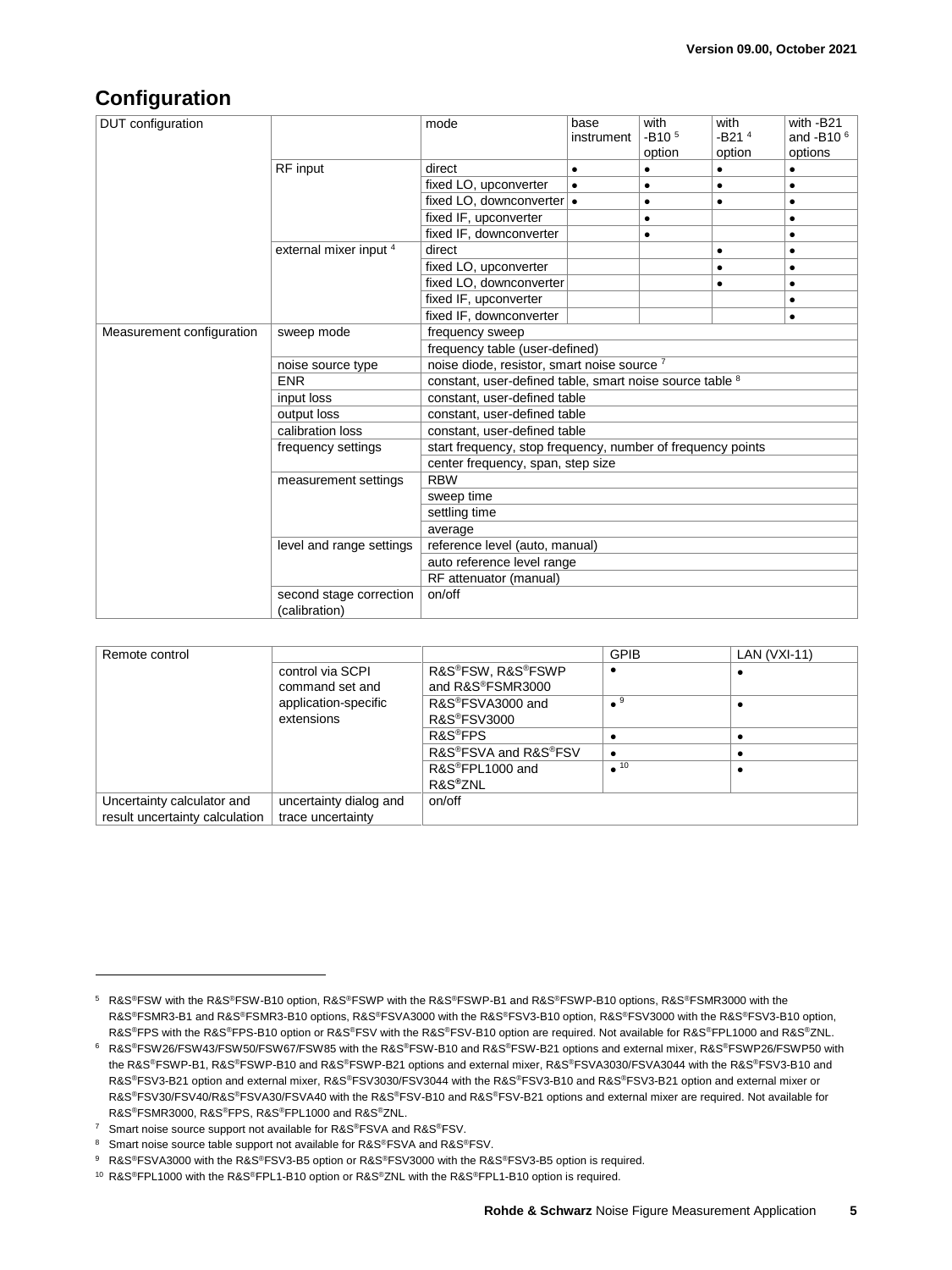## Configuration

| DUT configuration | | mode | base instrument | with -B10 [5] option | with -B21 [4] option | with -B21 and -B10 [6] options |
|---|---|---|---|---|---|---|
| | RF input | direct | • | • | • | • |
| | | fixed LO, upconverter | • | • | • | • |
| | | fixed LO, downconverter | • | • | • | • |
| | | fixed IF, upconverter | | • | | • |
| | | fixed IF, downconverter | | • | | • |
| | external mixer input [4] | direct | | | • | • |
| | | fixed LO, upconverter | | | • | • |
| | | fixed LO, downconverter | | | • | • |
| | | fixed IF, upconverter | | | | • |
| | | fixed IF, downconverter | | | | • |
| Measurement configuration | sweep mode | frequency sweep | | | | |
| | | frequency table (user-defined) | | | | |
| | noise source type | noise diode, resistor, smart noise source [7] | | | | |
| | ENR | constant, user-defined table, smart noise source table [8] | | | | |
| | input loss | constant, user-defined table | | | | |
| | output loss | constant, user-defined table | | | | |
| | calibration loss | constant, user-defined table | | | | |
| | frequency settings | start frequency, stop frequency, number of frequency points | | | | |
| | | center frequency, span, step size | | | | |
| | measurement settings | RBW | | | | |
| | | sweep time | | | | |
| | | settling time | | | | |
| | | average | | | | |
| | level and range settings | reference level (auto, manual) | | | | |
| | | auto reference level range | | | | |
| | | RF attenuator (manual) | | | | |
| | second stage correction (calibration) | on/off | | | | |

| Remote control | | | GPIB | LAN (VXI-11) |
|---|---|---|---|---|
| | control via SCPI command set and application-specific extensions | R&S®FSW, R&S®FSWP and R&S®FSMR3000 | • | • |
| | | R&S®FSVA3000 and R&S®FSV3000 | • [9] | • |
| | | R&S®FPS | • | • |
| | | R&S®FSVA and R&S®FSV | • | • |
| | | R&S®FPL1000 and R&S®ZNL | • [10] | • |
| Uncertainty calculator and result uncertainty calculation | uncertainty dialog and trace uncertainty | on/off | | |

---

[5] R&S®FSW with the R&S®FSW-B10 option, R&S®FSWP with the R&S®FSWP-B1 and R&S®FSWP-B10 options, R&S®FSMR3000 with the R&S®FSMR3-B1 and R&S®FSMR3-B10 options, R&S®FSVA3000 with the R&S®FSV3-B10 option, R&S®FSV3000 with the R&S®FSV3-B10 option, R&S®FPS with the R&S®FPS-B10 option or R&S®FSV with the R&S®FSV-B10 option are required. Not available for R&S®FPL1000 and R&S®ZNL.

[6] R&S®FSW26/FSW43/FSW50/FSW67/FSW85 with the R&S®FSW-B10 and R&S®FSW-B21 options and external mixer, R&S®FSWP26/FSWP50 with the R&S®FSWP-B1, R&S®FSWP-B10 and R&S®FSWP-B21 options and external mixer, R&S®FSVA3030/FSVA3044 with the R&S®FSV3-B10 and R&S®FSV3-B21 option and external mixer, R&S®FSV3030/FSV3044 with the R&S®FSV3-B10 and R&S®FSV3-B21 option and external mixer or R&S®FSV30/FSV40/R&S®FSVA30/FSVA40 with the R&S®FSV-B10 and R&S®FSV-B21 options and external mixer are required. Not available for R&S®FSMR3000, R&S®FPS, R&S®FPL1000 and R&S®ZNL.

[7] Smart noise source support not available for R&S®FSVA and R&S®FSV.

[8] Smart noise source table support not available for R&S®FSVA and R&S®FSV.

[9] R&S®FSVA3000 with the R&S®FSV3-B5 option or R&S®FSV3000 with the R&S®FSV3-B5 option is required.

[10] R&S®FPL1000 with the R&S®FPL1-B10 option or R&S®ZNL with the R&S®FPL1-B10 option is required.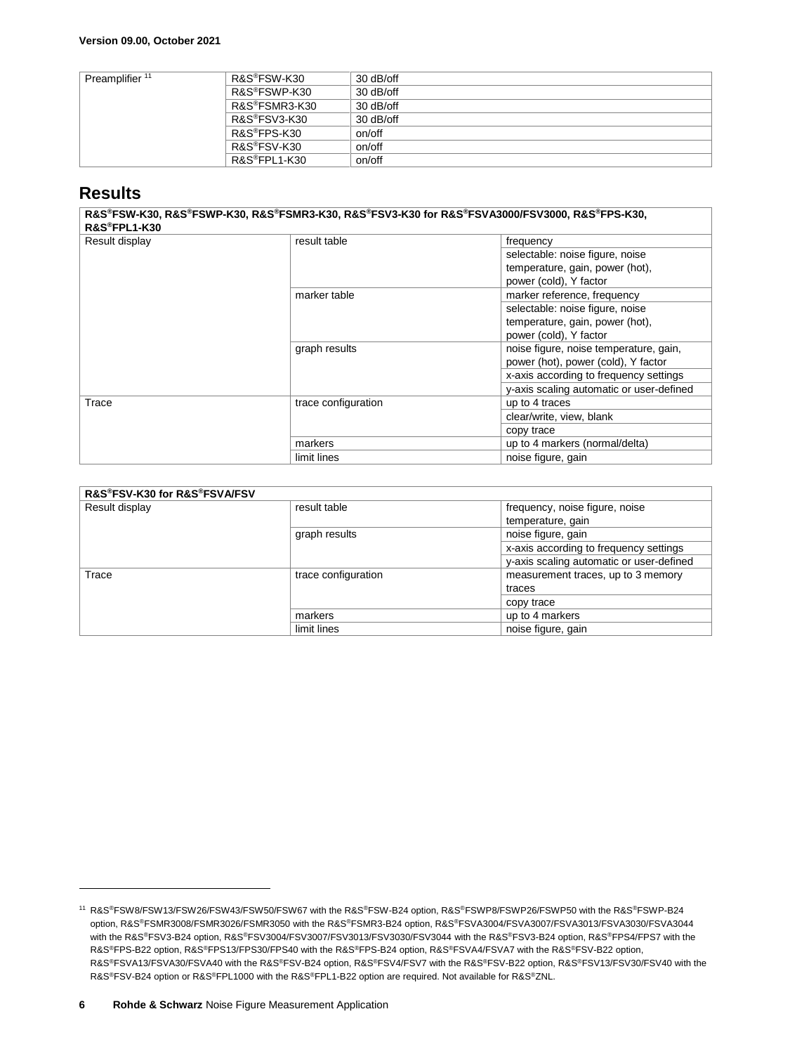Version 09.00, October 2021

| Preamplifier [11] | R&S®FSW-K30 | 30 dB/off |
|---|---|---|
| | R&S®FSWP-K30 | 30 dB/off |
| | R&S®FSMR3-K30 | 30 dB/off |
| | R&S®FSV3-K30 | 30 dB/off |
| | R&S®FPS-K30 | on/off |
| | R&S®FSV-K30 | on/off |
| | R&S®FPL1-K30 | on/off |

## Results

| R&S®FSW-K30, R&S®FSWP-K30, R&S®FSMR3-K30, R&S®FSV3-K30 for R&S®FSVA3000/FSV3000, R&S®FPS-K30, R&S®FPL1-K30 | | |
|---|---|---|
| Result display | result table | frequency |
| | | selectable: noise figure, noise temperature, gain, power (hot), power (cold), Y factor |
| | marker table | marker reference, frequency |
| | | selectable: noise figure, noise temperature, gain, power (hot), power (cold), Y factor |
| | graph results | noise figure, noise temperature, gain, power (hot), power (cold), Y factor |
| | | x-axis according to frequency settings |
| | | y-axis scaling automatic or user-defined |
| Trace | trace configuration | up to 4 traces |
| | | clear/write, view, blank |
| | | copy trace |
| | markers | up to 4 markers (normal/delta) |
| | limit lines | noise figure, gain |

| R&S®FSV-K30 for R&S®FSVA/FSV | | |
|---|---|---|
| Result display | result table | frequency, noise figure, noise temperature, gain |
| | graph results | noise figure, gain |
| | | x-axis according to frequency settings |
| | | y-axis scaling automatic or user-defined |
| Trace | trace configuration | measurement traces, up to 3 memory traces |
| | | copy trace |
| | markers | up to 4 markers |
| | limit lines | noise figure, gain |

[11] R&S®FSW8/FSW13/FSW26/FSW43/FSW50/FSW67 with the R&S®FSW-B24 option, R&S®FSWP8/FSWP26/FSWP50 with the R&S®FSWP-B24 option, R&S®FSMR3008/FSMR3026/FSMR3050 with the R&S®FSMR3-B24 option, R&S®FSVA3004/FSVA3007/FSVA3013/FSVA3030/FSVA3044 with the R&S®FSV3-B24 option, R&S®FSV3004/FSV3007/FSV3013/FSV3030/FSV3044 with the R&S®FSV3-B24 option, R&S®FPS4/FPS7 with the R&S®FPS-B22 option, R&S®FPS13/FPS30/FPS40 with the R&S®FPS-B24 option, R&S®FSVA4/FSVA7 with the R&S®FSV-B22 option, R&S®FSVA13/FSVA30/FSVA40 with the R&S®FSV-B24 option, R&S®FSV4/FSV7 with the R&S®FSV-B22 option, R&S®FSV13/FSV30/FSV40 with the R&S®FSV-B24 option or R&S®FPL1000 with the R&S®FPL1-B22 option are required. Not available for R&S®ZNL.

Rohde & Schwarz Noise Figure Measurement Application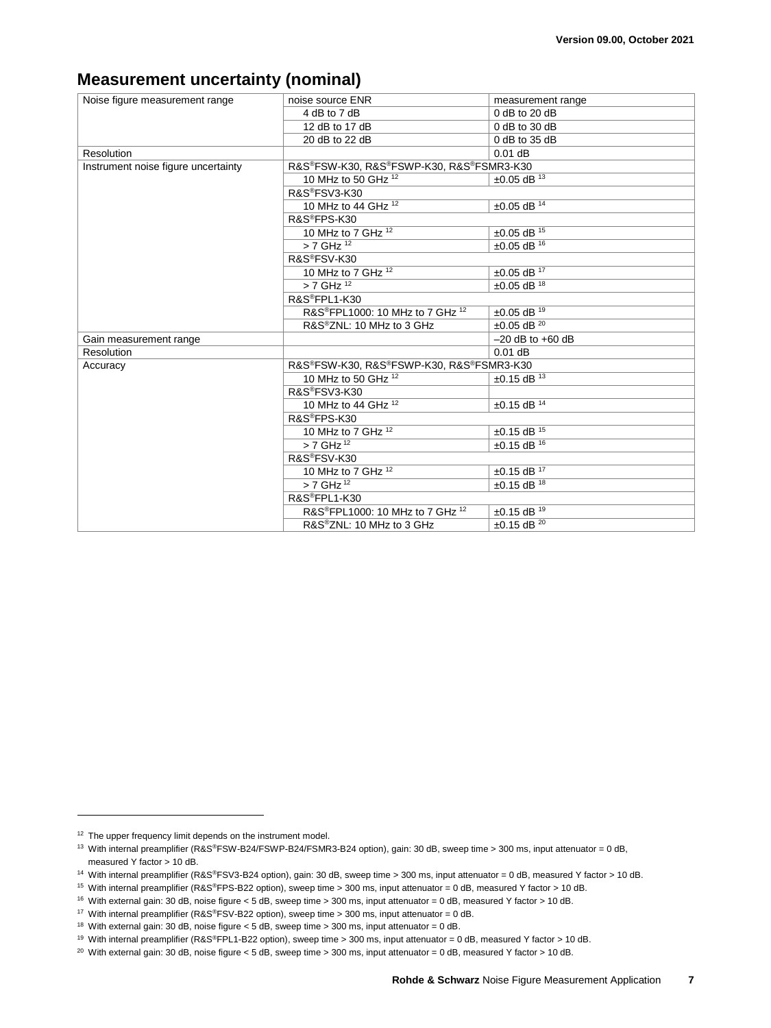## Measurement uncertainty (nominal)

| | | |
|---|---|---|
| Noise figure measurement range | noise source ENR | measurement range |
| | 4 dB to 7 dB | 0 dB to 20 dB |
| | 12 dB to 17 dB | 0 dB to 30 dB |
| | 20 dB to 22 dB | 0 dB to 35 dB |
| Resolution | | 0.01 dB |
| Instrument noise figure uncertainty | R&S®FSW-K30, R&S®FSWP-K30, R&S®FSMR3-K30 | |
| | 10 MHz to 50 GHz [12] | ±0.05 dB [13] |
| | R&S®FSV3-K30 | |
| | 10 MHz to 44 GHz [12] | ±0.05 dB [14] |
| | R&S®FPS-K30 | |
| | 10 MHz to 7 GHz [12] | ±0.05 dB [15] |
| | > 7 GHz [12] | ±0.05 dB [16] |
| | R&S®FSV-K30 | |
| | 10 MHz to 7 GHz [12] | ±0.05 dB [17] |
| | > 7 GHz [12] | ±0.05 dB [18] |
| | R&S®FPL1-K30 | |
| | R&S®FPL1000: 10 MHz to 7 GHz [12] | ±0.05 dB [19] |
| | R&S®ZNL: 10 MHz to 3 GHz | ±0.05 dB [20] |
| Gain measurement range | | –20 dB to +60 dB |
| Resolution | | 0.01 dB |
| Accuracy | R&S®FSW-K30, R&S®FSWP-K30, R&S®FSMR3-K30 | |
| | 10 MHz to 50 GHz [12] | ±0.15 dB [13] |
| | R&S®FSV3-K30 | |
| | 10 MHz to 44 GHz [12] | ±0.15 dB [14] |
| | R&S®FPS-K30 | |
| | 10 MHz to 7 GHz [12] | ±0.15 dB [15] |
| | > 7 GHz [12] | ±0.15 dB [16] |
| | R&S®FSV-K30 | |
| | 10 MHz to 7 GHz [12] | ±0.15 dB [17] |
| | > 7 GHz [12] | ±0.15 dB [18] |
| | R&S®FPL1-K30 | |
| | R&S®FPL1000: 10 MHz to 7 GHz [12] | ±0.15 dB [19] |
| | R&S®ZNL: 10 MHz to 3 GHz | ±0.15 dB [20] |

[12] The upper frequency limit depends on the instrument model.

[13] With internal preamplifier (R&S®FSW-B24/FSWP-B24/FSMR3-B24 option), gain: 30 dB, sweep time > 300 ms, input attenuator = 0 dB, measured Y factor > 10 dB.

[14] With internal preamplifier (R&S®FSV3-B24 option), gain: 30 dB, sweep time > 300 ms, input attenuator = 0 dB, measured Y factor > 10 dB.

[15] With internal preamplifier (R&S®FPS-B22 option), sweep time > 300 ms, input attenuator = 0 dB, measured Y factor > 10 dB.

[16] With external gain: 30 dB, noise figure < 5 dB, sweep time > 300 ms, input attenuator = 0 dB, measured Y factor > 10 dB.

[17] With internal preamplifier (R&S®FSV-B22 option), sweep time > 300 ms, input attenuator = 0 dB.

[18] With external gain: 30 dB, noise figure < 5 dB, sweep time > 300 ms, input attenuator = 0 dB.

[19] With internal preamplifier (R&S®FPL1-B22 option), sweep time > 300 ms, input attenuator = 0 dB, measured Y factor > 10 dB.

[20] With external gain: 30 dB, noise figure < 5 dB, sweep time > 300 ms, input attenuator = 0 dB, measured Y factor > 10 dB.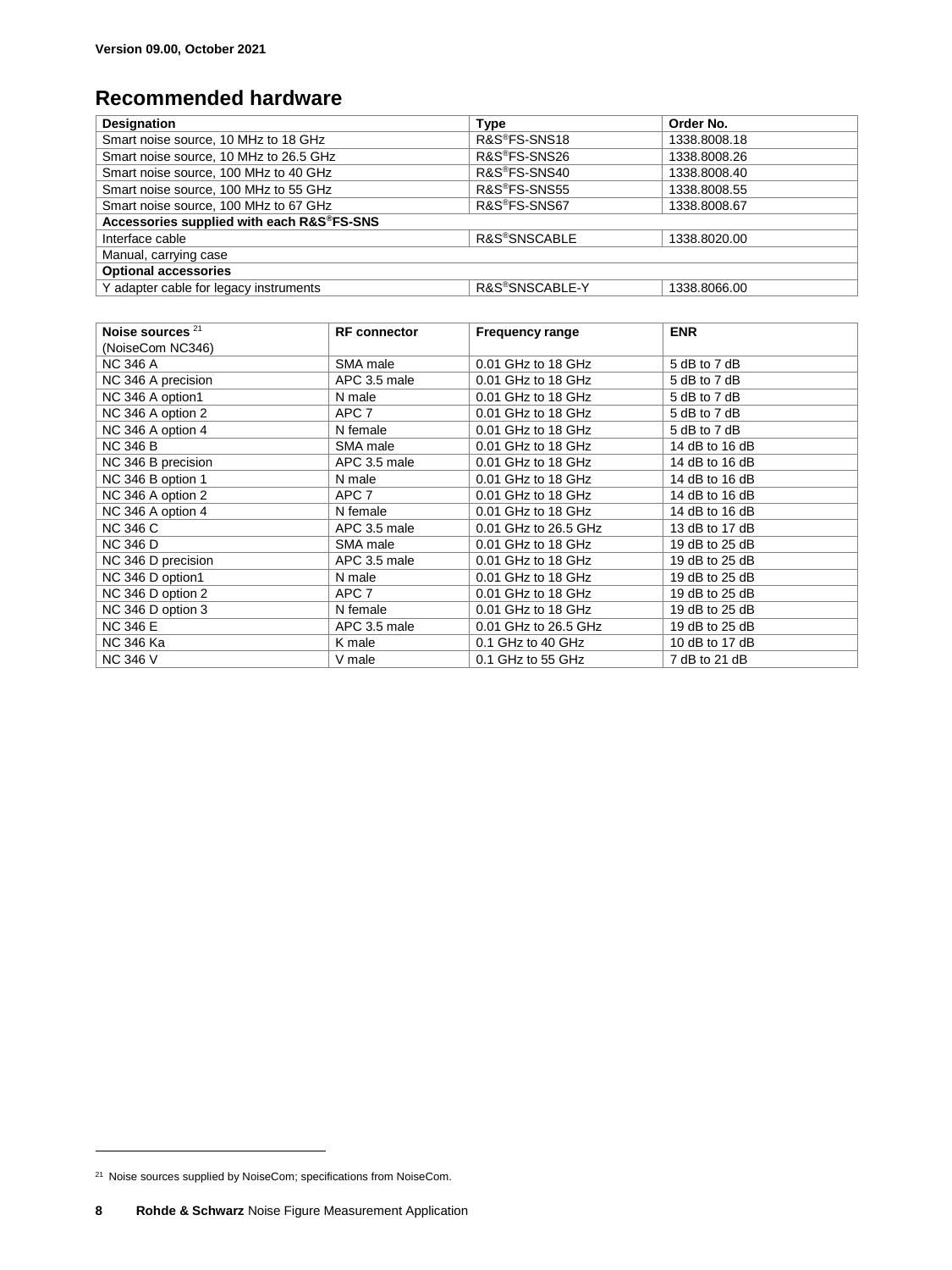## Recommended hardware

| Designation | Type | Order No. |
|---|---|---|
| Smart noise source, 10 MHz to 18 GHz | R&S®FS-SNS18 | 1338.8008.18 |
| Smart noise source, 10 MHz to 26.5 GHz | R&S®FS-SNS26 | 1338.8008.26 |
| Smart noise source, 100 MHz to 40 GHz | R&S®FS-SNS40 | 1338.8008.40 |
| Smart noise source, 100 MHz to 55 GHz | R&S®FS-SNS55 | 1338.8008.55 |
| Smart noise source, 100 MHz to 67 GHz | R&S®FS-SNS67 | 1338.8008.67 |
| **Accessories supplied with each R&S®FS-SNS** | | |
| Interface cable | R&S®SNSCABLE | 1338.8020.00 |
| Manual, carrying case | | |
| **Optional accessories** | | |
| Y adapter cable for legacy instruments | R&S®SNSCABLE-Y | 1338.8066.00 |

| Noise sources [21] (NoiseCom NC346) | RF connector | Frequency range | ENR |
|---|---|---|---|
| NC 346 A | SMA male | 0.01 GHz to 18 GHz | 5 dB to 7 dB |
| NC 346 A precision | APC 3.5 male | 0.01 GHz to 18 GHz | 5 dB to 7 dB |
| NC 346 A option1 | N male | 0.01 GHz to 18 GHz | 5 dB to 7 dB |
| NC 346 A option 2 | APC 7 | 0.01 GHz to 18 GHz | 5 dB to 7 dB |
| NC 346 A option 4 | N female | 0.01 GHz to 18 GHz | 5 dB to 7 dB |
| NC 346 B | SMA male | 0.01 GHz to 18 GHz | 14 dB to 16 dB |
| NC 346 B precision | APC 3.5 male | 0.01 GHz to 18 GHz | 14 dB to 16 dB |
| NC 346 B option 1 | N male | 0.01 GHz to 18 GHz | 14 dB to 16 dB |
| NC 346 A option 2 | APC 7 | 0.01 GHz to 18 GHz | 14 dB to 16 dB |
| NC 346 A option 4 | N female | 0.01 GHz to 18 GHz | 14 dB to 16 dB |
| NC 346 C | APC 3.5 male | 0.01 GHz to 26.5 GHz | 13 dB to 17 dB |
| NC 346 D | SMA male | 0.01 GHz to 18 GHz | 19 dB to 25 dB |
| NC 346 D precision | APC 3.5 male | 0.01 GHz to 18 GHz | 19 dB to 25 dB |
| NC 346 D option1 | N male | 0.01 GHz to 18 GHz | 19 dB to 25 dB |
| NC 346 D option 2 | APC 7 | 0.01 GHz to 18 GHz | 19 dB to 25 dB |
| NC 346 D option 3 | N female | 0.01 GHz to 18 GHz | 19 dB to 25 dB |
| NC 346 E | APC 3.5 male | 0.01 GHz to 26.5 GHz | 19 dB to 25 dB |
| NC 346 Ka | K male | 0.1 GHz to 40 GHz | 10 dB to 17 dB |
| NC 346 V | V male | 0.1 GHz to 55 GHz | 7 dB to 21 dB |

[21] Noise sources supplied by NoiseCom; specifications from NoiseCom.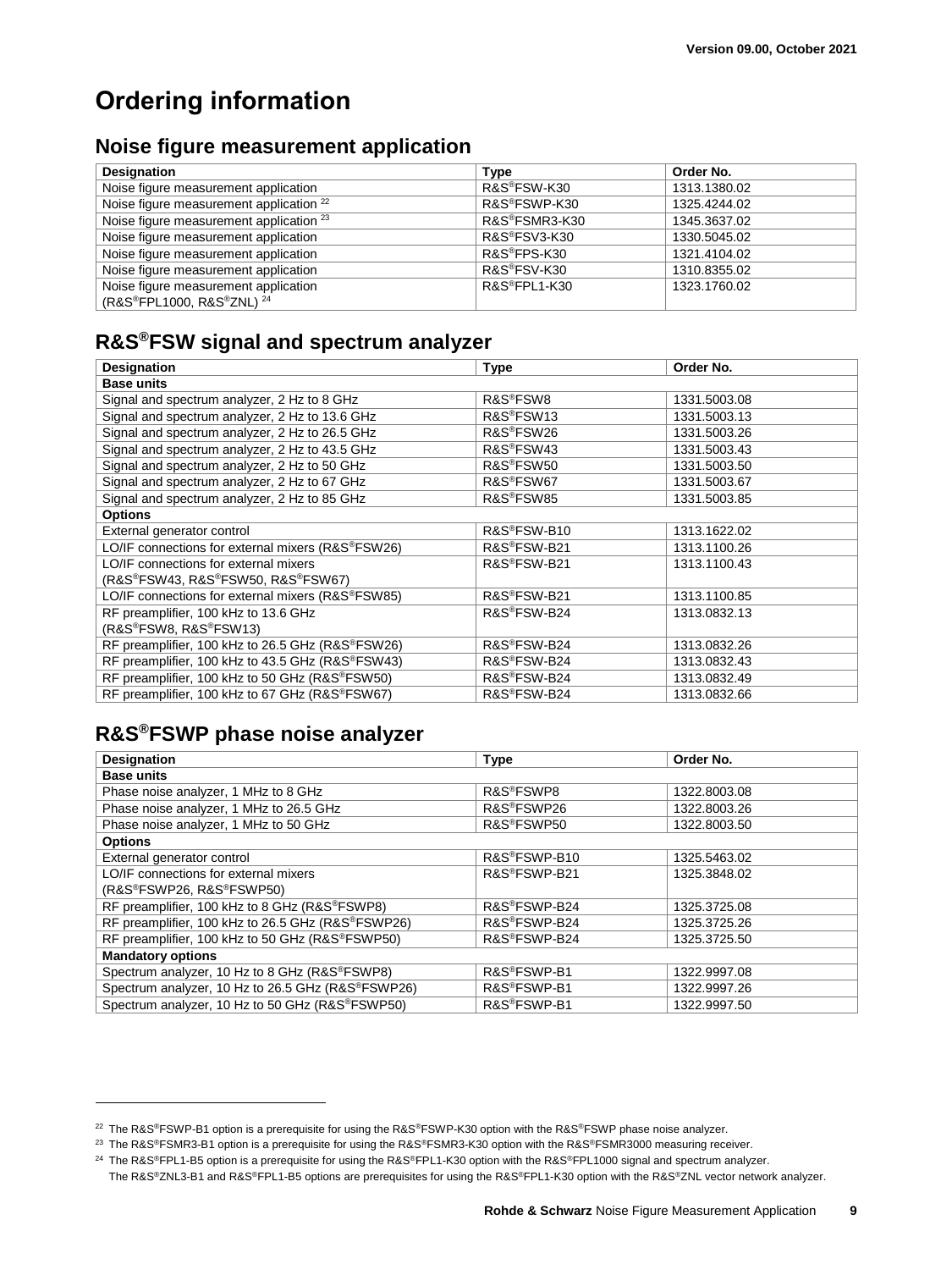# Ordering information

## Noise figure measurement application

| Designation | Type | Order No. |
|---|---|---|
| Noise figure measurement application | R&S®FSW-K30 | 1313.1380.02 |
| Noise figure measurement application [22] | R&S®FSWP-K30 | 1325.4244.02 |
| Noise figure measurement application [23] | R&S®FSMR3-K30 | 1345.3637.02 |
| Noise figure measurement application | R&S®FSV3-K30 | 1330.5045.02 |
| Noise figure measurement application | R&S®FPS-K30 | 1321.4104.02 |
| Noise figure measurement application | R&S®FSV-K30 | 1310.8355.02 |
| Noise figure measurement application (R&S®FPL1000, R&S®ZNL) [24] | R&S®FPL1-K30 | 1323.1760.02 |

## R&S®FSW signal and spectrum analyzer

| Designation | Type | Order No. |
|---|---|---|
| **Base units** | | |
| Signal and spectrum analyzer, 2 Hz to 8 GHz | R&S®FSW8 | 1331.5003.08 |
| Signal and spectrum analyzer, 2 Hz to 13.6 GHz | R&S®FSW13 | 1331.5003.13 |
| Signal and spectrum analyzer, 2 Hz to 26.5 GHz | R&S®FSW26 | 1331.5003.26 |
| Signal and spectrum analyzer, 2 Hz to 43.5 GHz | R&S®FSW43 | 1331.5003.43 |
| Signal and spectrum analyzer, 2 Hz to 50 GHz | R&S®FSW50 | 1331.5003.50 |
| Signal and spectrum analyzer, 2 Hz to 67 GHz | R&S®FSW67 | 1331.5003.67 |
| Signal and spectrum analyzer, 2 Hz to 85 GHz | R&S®FSW85 | 1331.5003.85 |
| **Options** | | |
| External generator control | R&S®FSW-B10 | 1313.1622.02 |
| LO/IF connections for external mixers (R&S®FSW26) | R&S®FSW-B21 | 1313.1100.26 |
| LO/IF connections for external mixers (R&S®FSW43, R&S®FSW50, R&S®FSW67) | R&S®FSW-B21 | 1313.1100.43 |
| LO/IF connections for external mixers (R&S®FSW85) | R&S®FSW-B21 | 1313.1100.85 |
| RF preamplifier, 100 kHz to 13.6 GHz (R&S®FSW8, R&S®FSW13) | R&S®FSW-B24 | 1313.0832.13 |
| RF preamplifier, 100 kHz to 26.5 GHz (R&S®FSW26) | R&S®FSW-B24 | 1313.0832.26 |
| RF preamplifier, 100 kHz to 43.5 GHz (R&S®FSW43) | R&S®FSW-B24 | 1313.0832.43 |
| RF preamplifier, 100 kHz to 50 GHz (R&S®FSW50) | R&S®FSW-B24 | 1313.0832.49 |
| RF preamplifier, 100 kHz to 67 GHz (R&S®FSW67) | R&S®FSW-B24 | 1313.0832.66 |

## R&S®FSWP phase noise analyzer

| Designation | Type | Order No. |
|---|---|---|
| **Base units** | | |
| Phase noise analyzer, 1 MHz to 8 GHz | R&S®FSWP8 | 1322.8003.08 |
| Phase noise analyzer, 1 MHz to 26.5 GHz | R&S®FSWP26 | 1322.8003.26 |
| Phase noise analyzer, 1 MHz to 50 GHz | R&S®FSWP50 | 1322.8003.50 |
| **Options** | | |
| External generator control | R&S®FSWP-B10 | 1325.5463.02 |
| LO/IF connections for external mixers (R&S®FSWP26, R&S®FSWP50) | R&S®FSWP-B21 | 1325.3848.02 |
| RF preamplifier, 100 kHz to 8 GHz (R&S®FSWP8) | R&S®FSWP-B24 | 1325.3725.08 |
| RF preamplifier, 100 kHz to 26.5 GHz (R&S®FSWP26) | R&S®FSWP-B24 | 1325.3725.26 |
| RF preamplifier, 100 kHz to 50 GHz (R&S®FSWP50) | R&S®FSWP-B24 | 1325.3725.50 |
| **Mandatory options** | | |
| Spectrum analyzer, 10 Hz to 8 GHz (R&S®FSWP8) | R&S®FSWP-B1 | 1322.9997.08 |
| Spectrum analyzer, 10 Hz to 26.5 GHz (R&S®FSWP26) | R&S®FSWP-B1 | 1322.9997.26 |
| Spectrum analyzer, 10 Hz to 50 GHz (R&S®FSWP50) | R&S®FSWP-B1 | 1322.9997.50 |

---

[22] The R&S®FSWP-B1 option is a prerequisite for using the R&S®FSWP-K30 option with the R&S®FSWP phase noise analyzer.

[23] The R&S®FSMR3-B1 option is a prerequisite for using the R&S®FSMR3-K30 option with the R&S®FSMR3000 measuring receiver.

[24] The R&S®FPL1-B5 option is a prerequisite for using the R&S®FPL1-K30 option with the R&S®FPL1000 signal and spectrum analyzer. The R&S®ZNL3-B1 and R&S®FPL1-B5 options are prerequisites for using the R&S®FPL1-K30 option with the R&S®ZNL vector network analyzer.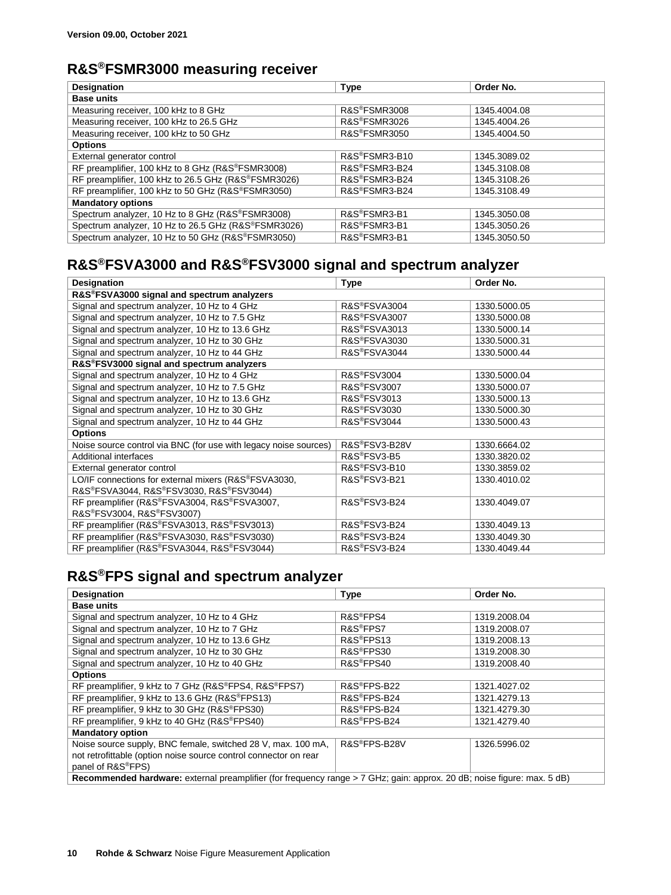Version 09.00, October 2021

## R&S®FSMR3000 measuring receiver

| Designation | Type | Order No. |
|---|---|---|
| **Base units** | | |
| Measuring receiver, 100 kHz to 8 GHz | R&S®FSMR3008 | 1345.4004.08 |
| Measuring receiver, 100 kHz to 26.5 GHz | R&S®FSMR3026 | 1345.4004.26 |
| Measuring receiver, 100 kHz to 50 GHz | R&S®FSMR3050 | 1345.4004.50 |
| **Options** | | |
| External generator control | R&S®FSMR3-B10 | 1345.3089.02 |
| RF preamplifier, 100 kHz to 8 GHz (R&S®FSMR3008) | R&S®FSMR3-B24 | 1345.3108.08 |
| RF preamplifier, 100 kHz to 26.5 GHz (R&S®FSMR3026) | R&S®FSMR3-B24 | 1345.3108.26 |
| RF preamplifier, 100 kHz to 50 GHz (R&S®FSMR3050) | R&S®FSMR3-B24 | 1345.3108.49 |
| **Mandatory options** | | |
| Spectrum analyzer, 10 Hz to 8 GHz (R&S®FSMR3008) | R&S®FSMR3-B1 | 1345.3050.08 |
| Spectrum analyzer, 10 Hz to 26.5 GHz (R&S®FSMR3026) | R&S®FSMR3-B1 | 1345.3050.26 |
| Spectrum analyzer, 10 Hz to 50 GHz (R&S®FSMR3050) | R&S®FSMR3-B1 | 1345.3050.50 |

## R&S®FSVA3000 and R&S®FSV3000 signal and spectrum analyzer

| Designation | Type | Order No. |
|---|---|---|
| **R&S®FSVA3000 signal and spectrum analyzers** | | |
| Signal and spectrum analyzer, 10 Hz to 4 GHz | R&S®FSVA3004 | 1330.5000.05 |
| Signal and spectrum analyzer, 10 Hz to 7.5 GHz | R&S®FSVA3007 | 1330.5000.08 |
| Signal and spectrum analyzer, 10 Hz to 13.6 GHz | R&S®FSVA3013 | 1330.5000.14 |
| Signal and spectrum analyzer, 10 Hz to 30 GHz | R&S®FSVA3030 | 1330.5000.31 |
| Signal and spectrum analyzer, 10 Hz to 44 GHz | R&S®FSVA3044 | 1330.5000.44 |
| **R&S®FSV3000 signal and spectrum analyzers** | | |
| Signal and spectrum analyzer, 10 Hz to 4 GHz | R&S®FSV3004 | 1330.5000.04 |
| Signal and spectrum analyzer, 10 Hz to 7.5 GHz | R&S®FSV3007 | 1330.5000.07 |
| Signal and spectrum analyzer, 10 Hz to 13.6 GHz | R&S®FSV3013 | 1330.5000.13 |
| Signal and spectrum analyzer, 10 Hz to 30 GHz | R&S®FSV3030 | 1330.5000.30 |
| Signal and spectrum analyzer, 10 Hz to 44 GHz | R&S®FSV3044 | 1330.5000.43 |
| **Options** | | |
| Noise source control via BNC (for use with legacy noise sources) | R&S®FSV3-B28V | 1330.6664.02 |
| Additional interfaces | R&S®FSV3-B5 | 1330.3820.02 |
| External generator control | R&S®FSV3-B10 | 1330.3859.02 |
| LO/IF connections for external mixers (R&S®FSVA3030, R&S®FSVA3044, R&S®FSV3030, R&S®FSV3044) | R&S®FSV3-B21 | 1330.4010.02 |
| RF preamplifier (R&S®FSVA3004, R&S®FSVA3007, R&S®FSV3004, R&S®FSV3007) | R&S®FSV3-B24 | 1330.4049.07 |
| RF preamplifier (R&S®FSVA3013, R&S®FSV3013) | R&S®FSV3-B24 | 1330.4049.13 |
| RF preamplifier (R&S®FSVA3030, R&S®FSV3030) | R&S®FSV3-B24 | 1330.4049.30 |
| RF preamplifier (R&S®FSVA3044, R&S®FSV3044) | R&S®FSV3-B24 | 1330.4049.44 |

## R&S®FPS signal and spectrum analyzer

| Designation | Type | Order No. |
|---|---|---|
| **Base units** | | |
| Signal and spectrum analyzer, 10 Hz to 4 GHz | R&S®FPS4 | 1319.2008.04 |
| Signal and spectrum analyzer, 10 Hz to 7 GHz | R&S®FPS7 | 1319.2008.07 |
| Signal and spectrum analyzer, 10 Hz to 13.6 GHz | R&S®FPS13 | 1319.2008.13 |
| Signal and spectrum analyzer, 10 Hz to 30 GHz | R&S®FPS30 | 1319.2008.30 |
| Signal and spectrum analyzer, 10 Hz to 40 GHz | R&S®FPS40 | 1319.2008.40 |
| **Options** | | |
| RF preamplifier, 9 kHz to 7 GHz (R&S®FPS4, R&S®FPS7) | R&S®FPS-B22 | 1321.4027.02 |
| RF preamplifier, 9 kHz to 13.6 GHz (R&S®FPS13) | R&S®FPS-B24 | 1321.4279.13 |
| RF preamplifier, 9 kHz to 30 GHz (R&S®FPS30) | R&S®FPS-B24 | 1321.4279.30 |
| RF preamplifier, 9 kHz to 40 GHz (R&S®FPS40) | R&S®FPS-B24 | 1321.4279.40 |
| **Mandatory option** | | |
| Noise source supply, BNC female, switched 28 V, max. 100 mA, not retrofittable (option noise source control connector on rear panel of R&S®FPS) | R&S®FPS-B28V | 1326.5996.02 |
| **Recommended hardware:** external preamplifier (for frequency range > 7 GHz; gain: approx. 20 dB; noise figure: max. 5 dB) | | |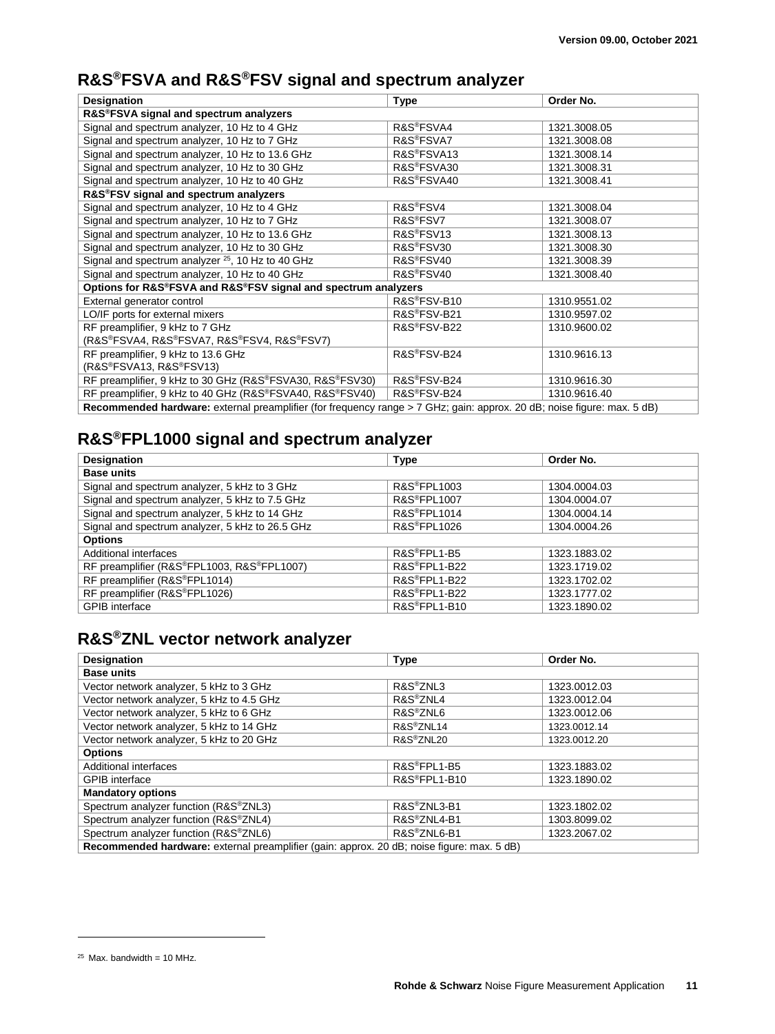## R&S®FSVA and R&S®FSV signal and spectrum analyzer

| Designation | Type | Order No. |
|---|---|---|
| **R&S®FSVA signal and spectrum analyzers** | | |
| Signal and spectrum analyzer, 10 Hz to 4 GHz | R&S®FSVA4 | 1321.3008.05 |
| Signal and spectrum analyzer, 10 Hz to 7 GHz | R&S®FSVA7 | 1321.3008.08 |
| Signal and spectrum analyzer, 10 Hz to 13.6 GHz | R&S®FSVA13 | 1321.3008.14 |
| Signal and spectrum analyzer, 10 Hz to 30 GHz | R&S®FSVA30 | 1321.3008.31 |
| Signal and spectrum analyzer, 10 Hz to 40 GHz | R&S®FSVA40 | 1321.3008.41 |
| **R&S®FSV signal and spectrum analyzers** | | |
| Signal and spectrum analyzer, 10 Hz to 4 GHz | R&S®FSV4 | 1321.3008.04 |
| Signal and spectrum analyzer, 10 Hz to 7 GHz | R&S®FSV7 | 1321.3008.07 |
| Signal and spectrum analyzer, 10 Hz to 13.6 GHz | R&S®FSV13 | 1321.3008.13 |
| Signal and spectrum analyzer, 10 Hz to 30 GHz | R&S®FSV30 | 1321.3008.30 |
| Signal and spectrum analyzer [25], 10 Hz to 40 GHz | R&S®FSV40 | 1321.3008.39 |
| Signal and spectrum analyzer, 10 Hz to 40 GHz | R&S®FSV40 | 1321.3008.40 |
| **Options for R&S®FSVA and R&S®FSV signal and spectrum analyzers** | | |
| External generator control | R&S®FSV-B10 | 1310.9551.02 |
| LO/IF ports for external mixers | R&S®FSV-B21 | 1310.9597.02 |
| RF preamplifier, 9 kHz to 7 GHz (R&S®FSVA4, R&S®FSVA7, R&S®FSV4, R&S®FSV7) | R&S®FSV-B22 | 1310.9600.02 |
| RF preamplifier, 9 kHz to 13.6 GHz (R&S®FSVA13, R&S®FSV13) | R&S®FSV-B24 | 1310.9616.13 |
| RF preamplifier, 9 kHz to 30 GHz (R&S®FSVA30, R&S®FSV30) | R&S®FSV-B24 | 1310.9616.30 |
| RF preamplifier, 9 kHz to 40 GHz (R&S®FSVA40, R&S®FSV40) | R&S®FSV-B24 | 1310.9616.40 |
| **Recommended hardware:** external preamplifier (for frequency range > 7 GHz; gain: approx. 20 dB; noise figure: max. 5 dB) | | |

## R&S®FPL1000 signal and spectrum analyzer

| Designation | Type | Order No. |
|---|---|---|
| **Base units** | | |
| Signal and spectrum analyzer, 5 kHz to 3 GHz | R&S®FPL1003 | 1304.0004.03 |
| Signal and spectrum analyzer, 5 kHz to 7.5 GHz | R&S®FPL1007 | 1304.0004.07 |
| Signal and spectrum analyzer, 5 kHz to 14 GHz | R&S®FPL1014 | 1304.0004.14 |
| Signal and spectrum analyzer, 5 kHz to 26.5 GHz | R&S®FPL1026 | 1304.0004.26 |
| **Options** | | |
| Additional interfaces | R&S®FPL1-B5 | 1323.1883.02 |
| RF preamplifier (R&S®FPL1003, R&S®FPL1007) | R&S®FPL1-B22 | 1323.1719.02 |
| RF preamplifier (R&S®FPL1014) | R&S®FPL1-B22 | 1323.1702.02 |
| RF preamplifier (R&S®FPL1026) | R&S®FPL1-B22 | 1323.1777.02 |
| GPIB interface | R&S®FPL1-B10 | 1323.1890.02 |

## R&S®ZNL vector network analyzer

| Designation | Type | Order No. |
|---|---|---|
| **Base units** | | |
| Vector network analyzer, 5 kHz to 3 GHz | R&S®ZNL3 | 1323.0012.03 |
| Vector network analyzer, 5 kHz to 4.5 GHz | R&S®ZNL4 | 1323.0012.04 |
| Vector network analyzer, 5 kHz to 6 GHz | R&S®ZNL6 | 1323.0012.06 |
| Vector network analyzer, 5 kHz to 14 GHz | R&S®ZNL14 | 1323.0012.14 |
| Vector network analyzer, 5 kHz to 20 GHz | R&S®ZNL20 | 1323.0012.20 |
| **Options** | | |
| Additional interfaces | R&S®FPL1-B5 | 1323.1883.02 |
| GPIB interface | R&S®FPL1-B10 | 1323.1890.02 |
| **Mandatory options** | | |
| Spectrum analyzer function (R&S®ZNL3) | R&S®ZNL3-B1 | 1323.1802.02 |
| Spectrum analyzer function (R&S®ZNL4) | R&S®ZNL4-B1 | 1303.8099.02 |
| Spectrum analyzer function (R&S®ZNL6) | R&S®ZNL6-B1 | 1323.2067.02 |
| **Recommended hardware:** external preamplifier (gain: approx. 20 dB; noise figure: max. 5 dB) | | |

[25] Max. bandwidth = 10 MHz.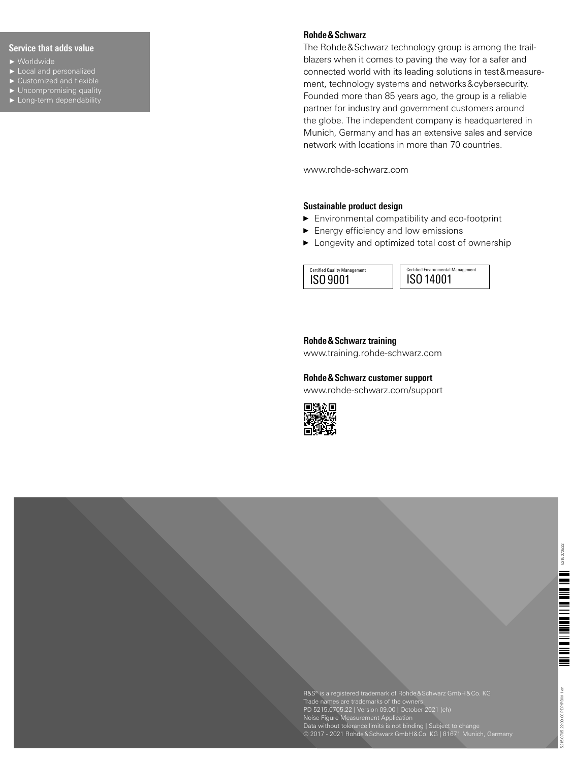## Service that adds value

- Worldwide
- Local and personalized
- Customized and flexible
- Uncompromising quality
- Long-term dependability

## Rohde & Schwarz

The Rohde & Schwarz technology group is among the trailblazers when it comes to paving the way for a safer and connected world with its leading solutions in test & measurement, technology systems and networks & cybersecurity. Founded more than 85 years ago, the group is a reliable partner for industry and government customers around the globe. The independent company is headquartered in Munich, Germany and has an extensive sales and service network with locations in more than 70 countries.

www.rohde-schwarz.com

## Sustainable product design

- Environmental compatibility and eco-footprint
- Energy efficiency and low emissions
- Longevity and optimized total cost of ownership

Certified Quality Management
ISO 9001

Certified Environmental Management
ISO 14001

## Rohde & Schwarz training

www.training.rohde-schwarz.com

## Rohde & Schwarz customer support

www.rohde-schwarz.com/support

R&S® is a registered trademark of Rohde & Schwarz GmbH & Co. KG
Trade names are trademarks of the owners
PD 5215.0705.22 | Version 09.00 | October 2021 (ch)
Noise Figure Measurement Application
Data without tolerance limits is not binding | Subject to change
© 2017 - 2021 Rohde & Schwarz GmbH & Co. KG | 81671 Munich, Germany

5215.0705.22 09.00 PDP/PDW 1 en

5215070522